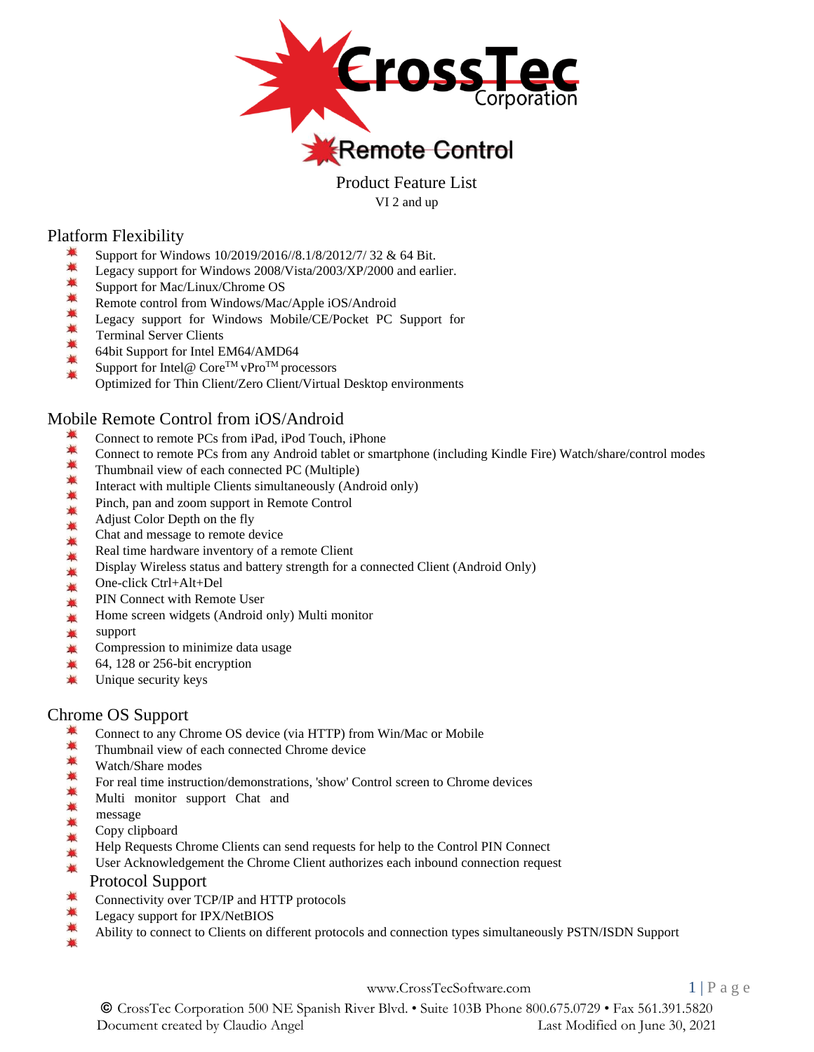# CrossTec Corporation

## Remote Control

Product Feature List

VI 2 and up

## Platform Flexibility

- Support for Windows 10/2019/2016//8.1/8/2012/7/ 32 & 64 Bit.
- Legacy support for Windows 2008/Vista/2003/XP/2000 and earlier.
- Support for Mac/Linux/Chrome OS
- Remote control from Windows/Mac/Apple iOS/Android
- Legacy support for Windows Mobile/CE/Pocket PC Support for
- Terminal Server Clients
- 64bit Support for Intel EM64/AMD64
- Support for Intel@ Core™ vPro™ processors
- Optimized for Thin Client/Zero Client/Virtual Desktop environments

## Mobile Remote Control from iOS/Android

- Connect to remote PCs from iPad, iPod Touch, iPhone
- Connect to remote PCs from any Android tablet or smartphone (including Kindle Fire) Watch/share/control modes
- Thumbnail view of each connected PC (Multiple)
- Interact with multiple Clients simultaneously (Android only)
- Pinch, pan and zoom support in Remote Control
- Adjust Color Depth on the fly
- Chat and message to remote device
- Real time hardware inventory of a remote Client
- Display Wireless status and battery strength for a connected Client (Android Only)
- One-click Ctrl+Alt+Del
- PIN Connect with Remote User
- Home screen widgets (Android only) Multi monitor
- support
- Compression to minimize data usage
- 64, 128 or 256-bit encryption
- Unique security keys

## Chrome OS Support

- Connect to any Chrome OS device (via HTTP) from Win/Mac or Mobile
- Thumbnail view of each connected Chrome device
- Watch/Share modes
- For real time instruction/demonstrations, 'show' Control screen to Chrome devices
- Multi monitor support Chat and
- message
- Copy clipboard
- Help Requests Chrome Clients can send requests for help to the Control PIN Connect
- User Acknowledgement the Chrome Client authorizes each inbound connection request

## Protocol Support

- Connectivity over TCP/IP and HTTP protocols
- Legacy support for IPX/NetBIOS
- Ability to connect to Clients on different protocols and connection types simultaneously PSTN/ISDN Support

www.CrossTecSoftware.com

© CrossTec Corporation 500 NE Spanish River Blvd. • Suite 103B Phone 800.675.0729 • Fax 561.391.5820
Document created by Claudio Angel Last Modified on June 30, 2021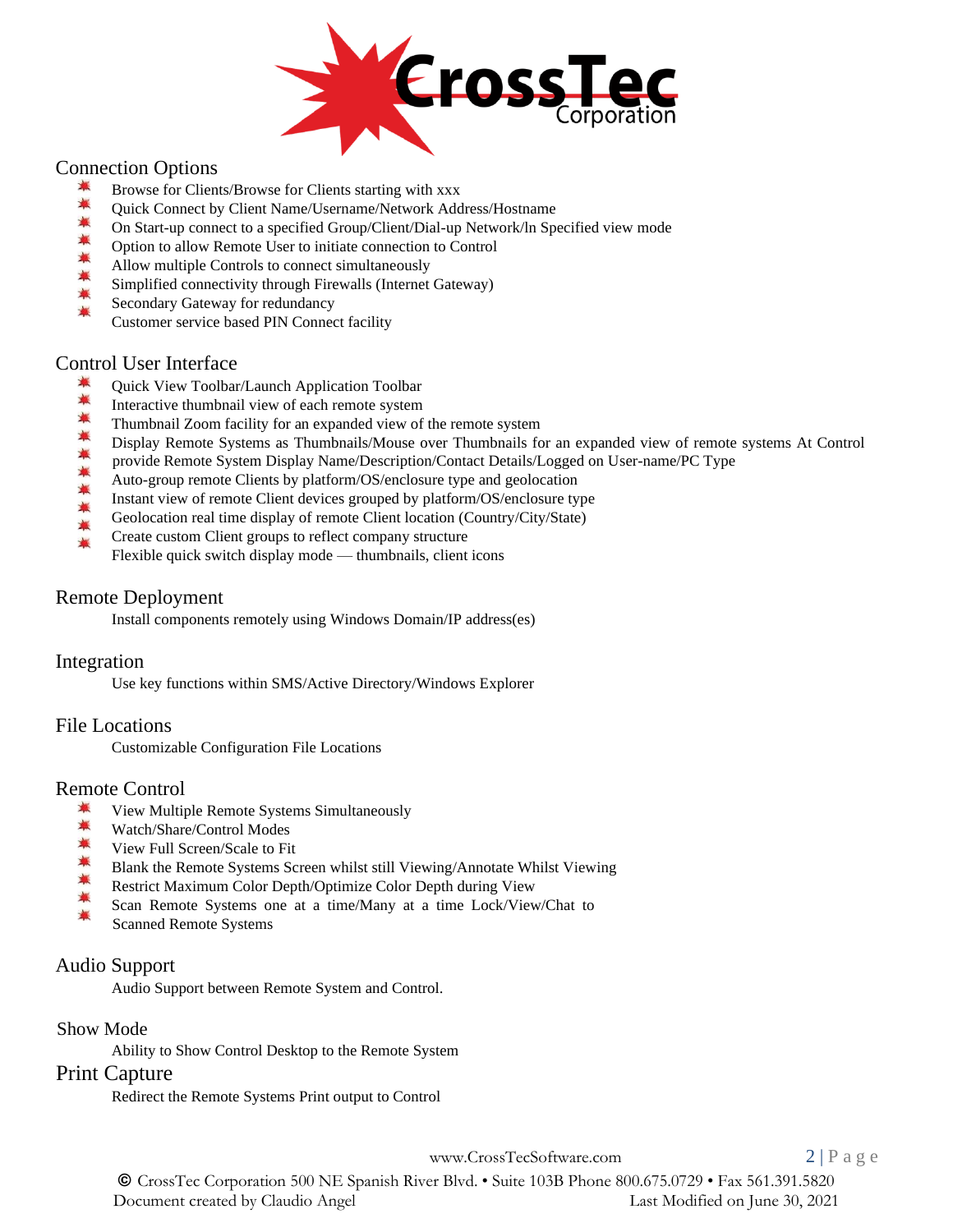## Connection Options

- Browse for Clients/Browse for Clients starting with xxx
- Quick Connect by Client Name/Username/Network Address/Hostname
- On Start-up connect to a specified Group/Client/Dial-up Network/In Specified view mode
- Option to allow Remote User to initiate connection to Control
- Allow multiple Controls to connect simultaneously
- Simplified connectivity through Firewalls (Internet Gateway)
- Secondary Gateway for redundancy
- Customer service based PIN Connect facility

## Control User Interface

- Quick View Toolbar/Launch Application Toolbar
- Interactive thumbnail view of each remote system
- Thumbnail Zoom facility for an expanded view of the remote system
- Display Remote Systems as Thumbnails/Mouse over Thumbnails for an expanded view of remote systems At Control provide Remote System Display Name/Description/Contact Details/Logged on User-name/PC Type
- Auto-group remote Clients by platform/OS/enclosure type and geolocation
- Instant view of remote Client devices grouped by platform/OS/enclosure type
- Geolocation real time display of remote Client location (Country/City/State)
- Create custom Client groups to reflect company structure
- Flexible quick switch display mode — thumbnails, client icons

## Remote Deployment

Install components remotely using Windows Domain/IP address(es)

## Integration

Use key functions within SMS/Active Directory/Windows Explorer

## File Locations

Customizable Configuration File Locations

## Remote Control

- View Multiple Remote Systems Simultaneously
- Watch/Share/Control Modes
- View Full Screen/Scale to Fit
- Blank the Remote Systems Screen whilst still Viewing/Annotate Whilst Viewing
- Restrict Maximum Color Depth/Optimize Color Depth during View
- Scan Remote Systems one at a time/Many at a time Lock/View/Chat to Scanned Remote Systems

## Audio Support

Audio Support between Remote System and Control.

## Show Mode

Ability to Show Control Desktop to the Remote System

## Print Capture

Redirect the Remote Systems Print output to Control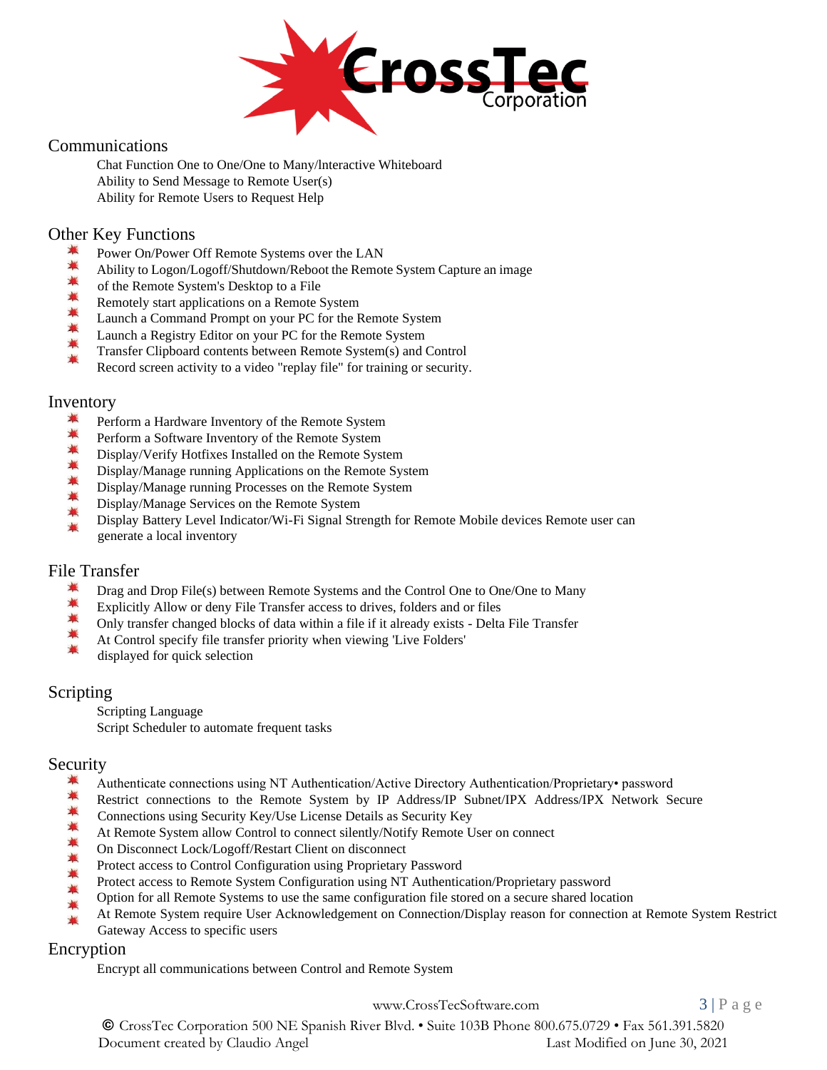## Communications

Chat Function One to One/One to Many/lnteractive Whiteboard
Ability to Send Message to Remote User(s)
Ability for Remote Users to Request Help

## Other Key Functions

- Power On/Power Off Remote Systems over the LAN
- Ability to Logon/Logoff/Shutdown/Reboot the Remote System Capture an image of the Remote System's Desktop to a File
- Remotely start applications on a Remote System
- Launch a Command Prompt on your PC for the Remote System
- Launch a Registry Editor on your PC for the Remote System
- Transfer Clipboard contents between Remote System(s) and Control
- Record screen activity to a video "replay file" for training or security.

## Inventory

- Perform a Hardware Inventory of the Remote System
- Perform a Software Inventory of the Remote System
- Display/Verify Hotfixes Installed on the Remote System
- Display/Manage running Applications on the Remote System
- Display/Manage running Processes on the Remote System
- Display/Manage Services on the Remote System
- Display Battery Level Indicator/Wi-Fi Signal Strength for Remote Mobile devices Remote user can generate a local inventory

## File Transfer

- Drag and Drop File(s) between Remote Systems and the Control One to One/One to Many
- Explicitly Allow or deny File Transfer access to drives, folders and or files
- Only transfer changed blocks of data within a file if it already exists - Delta File Transfer
- At Control specify file transfer priority when viewing 'Live Folders' displayed for quick selection

## Scripting

Scripting Language
Script Scheduler to automate frequent tasks

## Security

- Authenticate connections using NT Authentication/Active Directory Authentication/Proprietary• password
- Restrict connections to the Remote System by IP Address/IP Subnet/IPX Address/IPX Network Secure Connections using Security Key/Use License Details as Security Key
- At Remote System allow Control to connect silently/Notify Remote User on connect
- On Disconnect Lock/Logoff/Restart Client on disconnect
- Protect access to Control Configuration using Proprietary Password
- Protect access to Remote System Configuration using NT Authentication/Proprietary password
- Option for all Remote Systems to use the same configuration file stored on a secure shared location
- At Remote System require User Acknowledgement on Connection/Display reason for connection at Remote System Restrict Gateway Access to specific users

## Encryption

Encrypt all communications between Control and Remote System

www.CrossTecSoftware.com

© CrossTec Corporation 500 NE Spanish River Blvd. • Suite 103B Phone 800.675.0729 • Fax 561.391.5820
Document created by Claudio Angel — Last Modified on June 30, 2021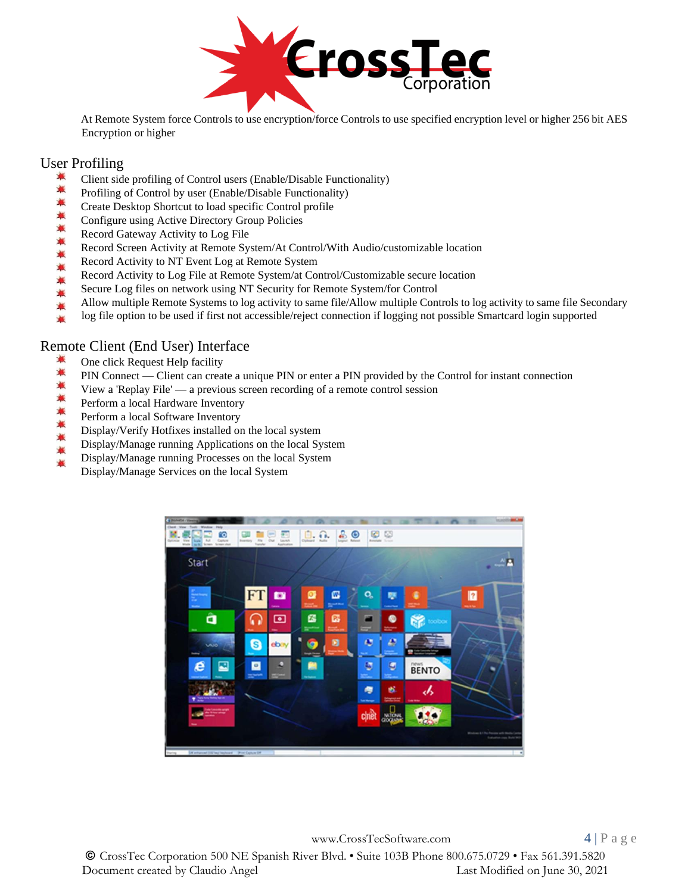At Remote System force Controls to use encryption/force Controls to use specified encryption level or higher 256 bit AES Encryption or higher

## User Profiling

- Client side profiling of Control users (Enable/Disable Functionality)
- Profiling of Control by user (Enable/Disable Functionality)
- Create Desktop Shortcut to load specific Control profile
- Configure using Active Directory Group Policies
- Record Gateway Activity to Log File
- Record Screen Activity at Remote System/At Control/With Audio/customizable location
- Record Activity to NT Event Log at Remote System
- Record Activity to Log File at Remote System/at Control/Customizable secure location
- Secure Log files on network using NT Security for Remote System/for Control
- Allow multiple Remote Systems to log activity to same file/Allow multiple Controls to log activity to same file Secondary log file option to be used if first not accessible/reject connection if logging not possible Smartcard login supported

## Remote Client (End User) Interface

- One click Request Help facility
- PIN Connect — Client can create a unique PIN or enter a PIN provided by the Control for instant connection
- View a 'Replay File' — a previous screen recording of a remote control session
- Perform a local Hardware Inventory
- Perform a local Software Inventory
- Display/Verify Hotfixes installed on the local system
- Display/Manage running Applications on the local System
- Display/Manage running Processes on the local System
- Display/Manage Services on the local System